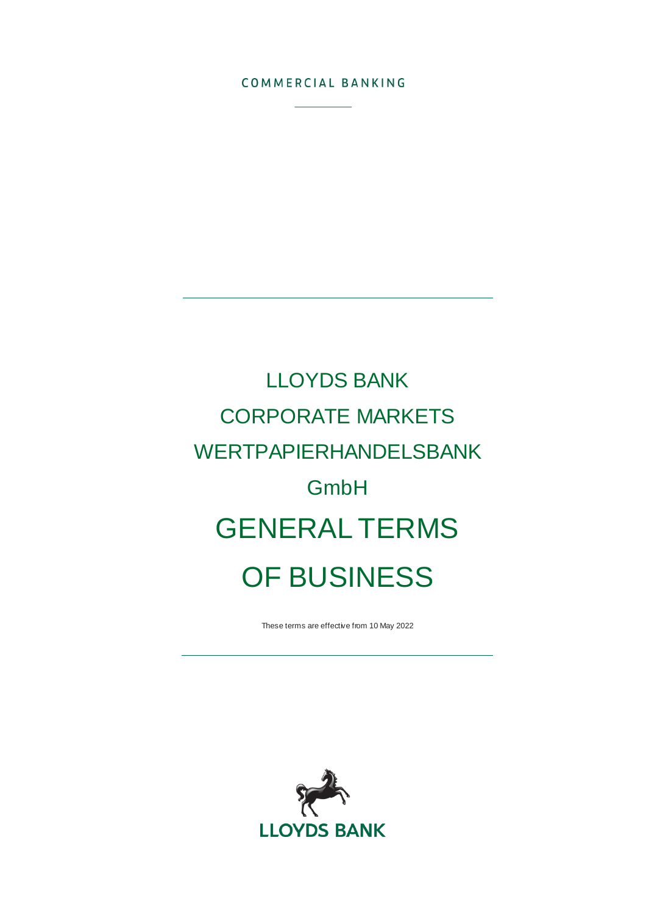COMMERCIAL BANKING

# LLOYDS BANK CORPORATE MARKETS WERTPAPIERHANDELSBANK GmbH

# GENERAL TERMS OF BUSINESS

These terms are effective from 10 May 2022

LLOYDS BANK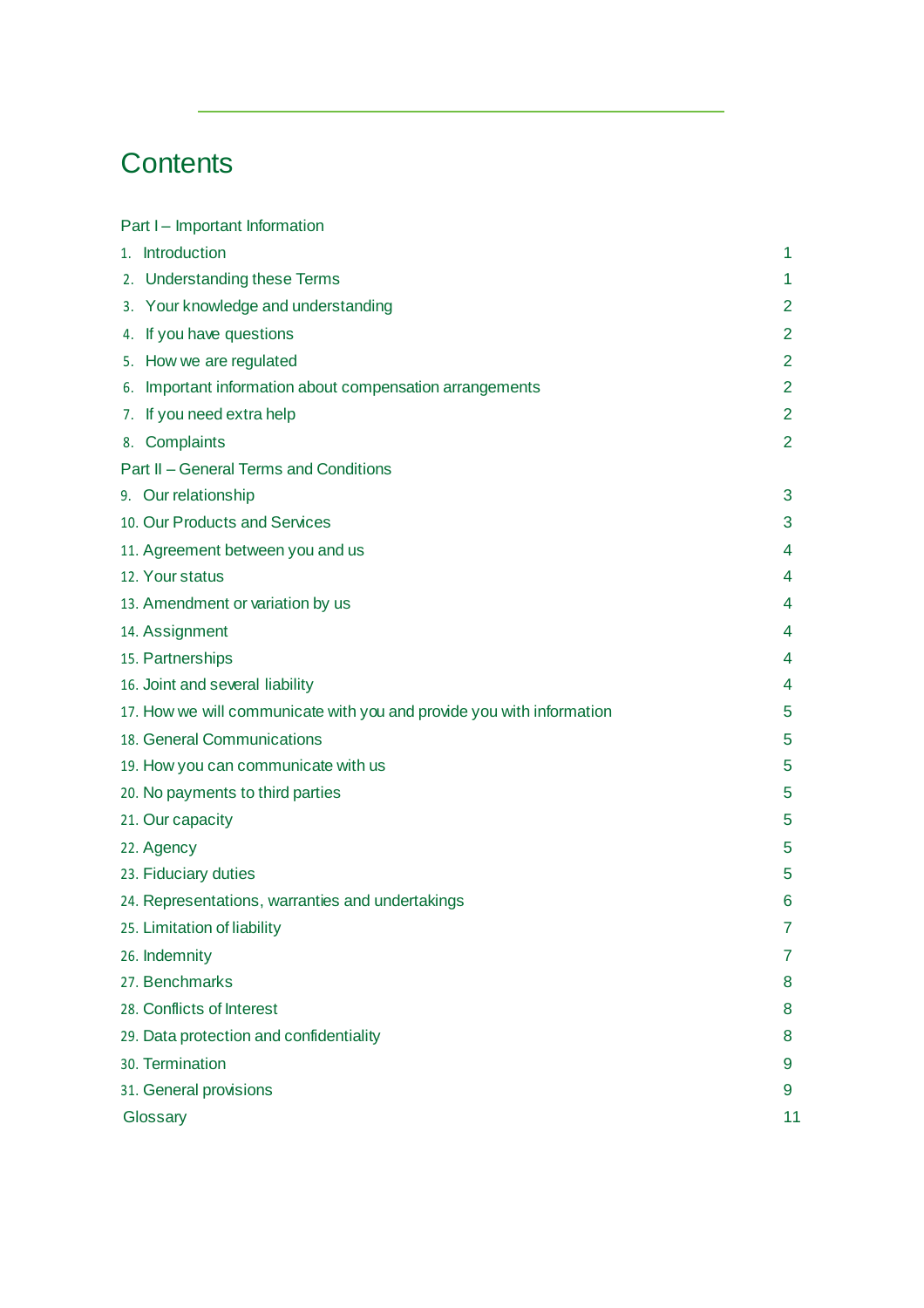# Contents

| | |
|---|---|
| Part I – Important Information | |
| 1. Introduction | 1 |
| 2. Understanding these Terms | 1 |
| 3. Your knowledge and understanding | 2 |
| 4. If you have questions | 2 |
| 5. How we are regulated | 2 |
| 6. Important information about compensation arrangements | 2 |
| 7. If you need extra help | 2 |
| 8. Complaints | 2 |
| Part II – General Terms and Conditions | |
| 9. Our relationship | 3 |
| 10. Our Products and Services | 3 |
| 11. Agreement between you and us | 4 |
| 12. Your status | 4 |
| 13. Amendment or variation by us | 4 |
| 14. Assignment | 4 |
| 15. Partnerships | 4 |
| 16. Joint and several liability | 4 |
| 17. How we will communicate with you and provide you with information | 5 |
| 18. General Communications | 5 |
| 19. How you can communicate with us | 5 |
| 20. No payments to third parties | 5 |
| 21. Our capacity | 5 |
| 22. Agency | 5 |
| 23. Fiduciary duties | 5 |
| 24. Representations, warranties and undertakings | 6 |
| 25. Limitation of liability | 7 |
| 26. Indemnity | 7 |
| 27. Benchmarks | 8 |
| 28. Conflicts of Interest | 8 |
| 29. Data protection and confidentiality | 8 |
| 30. Termination | 9 |
| 31. General provisions | 9 |
| Glossary | 11 |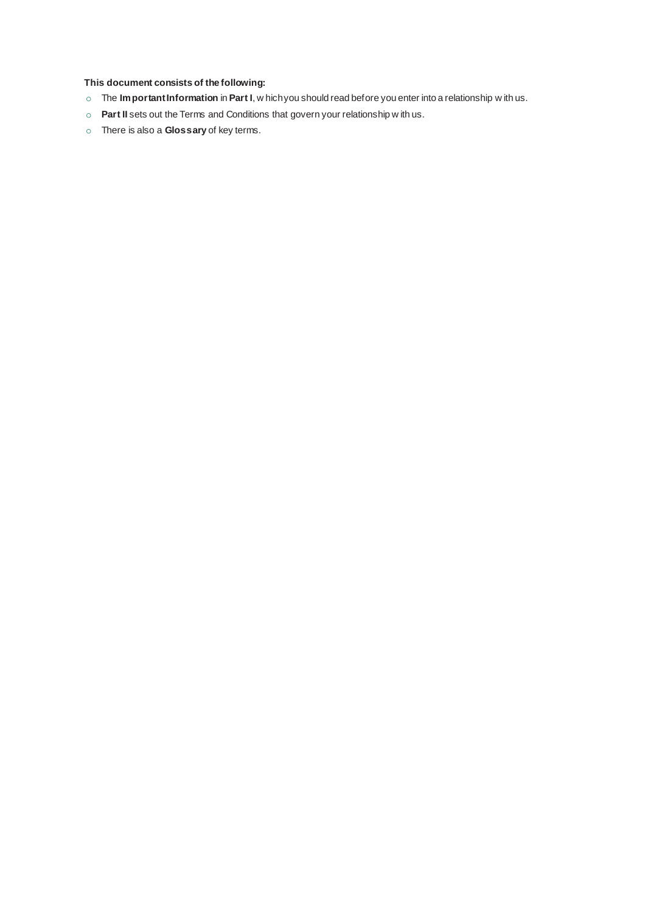**This document consists of the following:**

- The **Important Information** in **Part I**, which you should read before you enter into a relationship with us.
- **Part II** sets out the Terms and Conditions that govern your relationship with us.
- There is also a **Glossary** of key terms.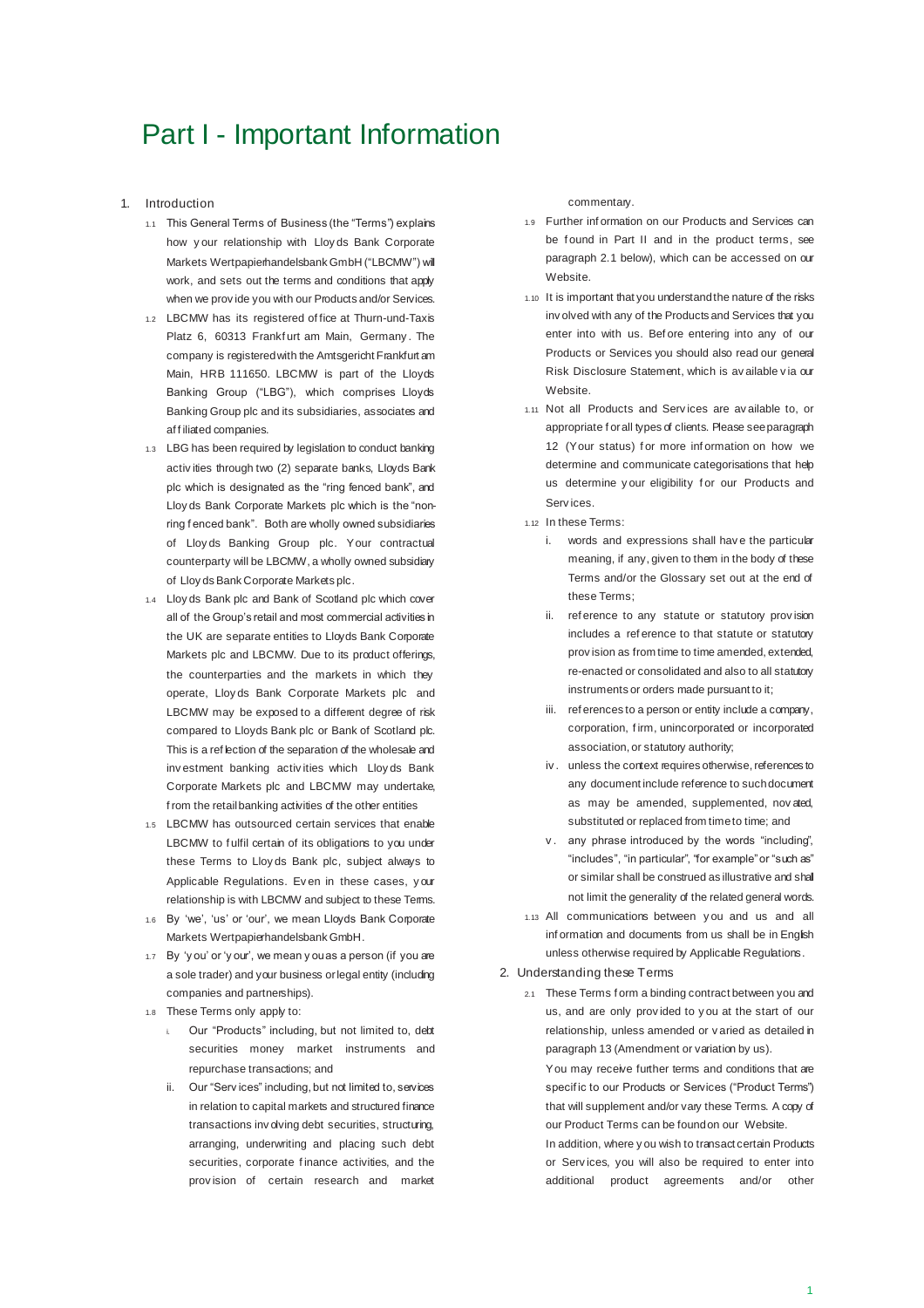# Part I - Important Information

1. Introduction

   1.1 This General Terms of Business (the "Terms") explains how your relationship with Lloyds Bank Corporate Markets Wertpapierhandelsbank GmbH ("LBCMW") will work, and sets out the terms and conditions that apply when we provide you with our Products and/or Services.

   1.2 LBCMW has its registered office at Thurn-und-Taxis Platz 6, 60313 Frankfurt am Main, Germany. The company is registered with the Amtsgericht Frankfurt am Main, HRB 111650. LBCMW is part of the Lloyds Banking Group ("LBG"), which comprises Lloyds Banking Group plc and its subsidiaries, associates and affiliated companies.

   1.3 LBG has been required by legislation to conduct banking activities through two (2) separate banks, Lloyds Bank plc which is designated as the "ring fenced bank", and Lloyds Bank Corporate Markets plc which is the "non-ring fenced bank". Both are wholly owned subsidiaries of Lloyds Banking Group plc. Your contractual counterparty will be LBCMW, a wholly owned subsidiary of Lloyds Bank Corporate Markets plc.

   1.4 Lloyds Bank plc and Bank of Scotland plc which cover all of the Group's retail and most commercial activities in the UK are separate entities to Lloyds Bank Corporate Markets plc and LBCMW. Due to its product offerings, the counterparties and the markets in which they operate, Lloyds Bank Corporate Markets plc and LBCMW may be exposed to a different degree of risk compared to Lloyds Bank plc or Bank of Scotland plc. This is a reflection of the separation of the wholesale and investment banking activities which Lloyds Bank Corporate Markets plc and LBCMW may undertake, from the retail banking activities of the other entities

   1.5 LBCMW has outsourced certain services that enable LBCMW to fulfil certain of its obligations to you under these Terms to Lloyds Bank plc, subject always to Applicable Regulations. Even in these cases, your relationship is with LBCMW and subject to these Terms.

   1.6 By 'we', 'us' or 'our', we mean Lloyds Bank Corporate Markets Wertpapierhandelsbank GmbH.

   1.7 By 'you' or 'your', we mean you as a person (if you are a sole trader) and your business or legal entity (including companies and partnerships).

   1.8 These Terms only apply to:

      i. Our "Products" including, but not limited to, debt securities money market instruments and repurchase transactions; and

      ii. Our "Services" including, but not limited to, services in relation to capital markets and structured finance transactions involving debt securities, structuring, arranging, underwriting and placing such debt securities, corporate finance activities, and the provision of certain research and market commentary.

   1.9 Further information on our Products and Services can be found in Part II and in the product terms, see paragraph 2.1 below), which can be accessed on our Website.

   1.10 It is important that you understand the nature of the risks involved with any of the Products and Services that you enter into with us. Before entering into any of our Products or Services you should also read our general Risk Disclosure Statement, which is available via our Website.

   1.11 Not all Products and Services are available to, or appropriate for all types of clients. Please see paragraph 12 (Your status) for more information on how we determine and communicate categorisations that help us determine your eligibility for our Products and Services.

   1.12 In these Terms:

      i. words and expressions shall have the particular meaning, if any, given to them in the body of these Terms and/or the Glossary set out at the end of these Terms;

      ii. reference to any statute or statutory provision includes a reference to that statute or statutory provision as from time to time amended, extended, re-enacted or consolidated and also to all statutory instruments or orders made pursuant to it;

      iii. references to a person or entity include a company, corporation, firm, unincorporated or incorporated association, or statutory authority;

      iv. unless the context requires otherwise, references to any document include reference to such document as may be amended, supplemented, novated, substituted or replaced from time to time; and

      v. any phrase introduced by the words "including", "includes", "in particular", "for example" or "such as" or similar shall be construed as illustrative and shall not limit the generality of the related general words.

   1.13 All communications between you and us and all information and documents from us shall be in English unless otherwise required by Applicable Regulations.

2. Understanding these Terms

   2.1 These Terms form a binding contract between you and us, and are only provided to you at the start of our relationship, unless amended or varied as detailed in paragraph 13 (Amendment or variation by us).

   You may receive further terms and conditions that are specific to our Products or Services ("Product Terms") that will supplement and/or vary these Terms. A copy of our Product Terms can be found on our Website.

   In addition, where you wish to transact certain Products or Services, you will also be required to enter into additional product agreements and/or other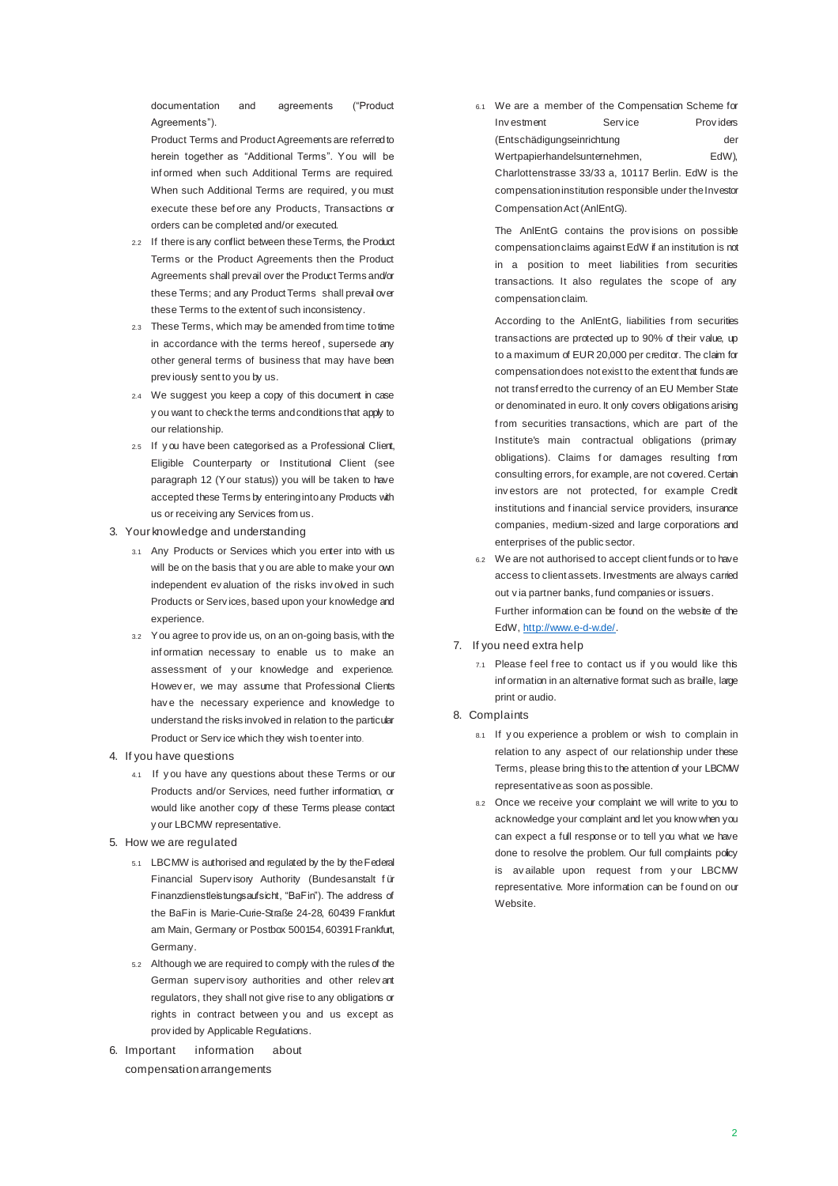documentation and agreements ("Product Agreements").

Product Terms and Product Agreements are referred to herein together as "Additional Terms". You will be informed when such Additional Terms are required. When such Additional Terms are required, you must execute these before any Products, Transactions or orders can be completed and/or executed.

2.2 If there is any conflict between these Terms, the Product Terms or the Product Agreements then the Product Agreements shall prevail over the Product Terms and/or these Terms; and any Product Terms shall prevail over these Terms to the extent of such inconsistency.

2.3 These Terms, which may be amended from time to time in accordance with the terms hereof, supersede any other general terms of business that may have been previously sent to you by us.

2.4 We suggest you keep a copy of this document in case you want to check the terms and conditions that apply to our relationship.

2.5 If you have been categorised as a Professional Client, Eligible Counterparty or Institutional Client (see paragraph 12 (Your status)) you will be taken to have accepted these Terms by entering into any Products with us or receiving any Services from us.

## 3. Your knowledge and understanding

3.1 Any Products or Services which you enter into with us will be on the basis that you are able to make your own independent evaluation of the risks involved in such Products or Services, based upon your knowledge and experience.

3.2 You agree to provide us, on an on-going basis, with the information necessary to enable us to make an assessment of your knowledge and experience. However, we may assume that Professional Clients have the necessary experience and knowledge to understand the risks involved in relation to the particular Product or Service which they wish to enter into.

## 4. If you have questions

4.1 If you have any questions about these Terms or our Products and/or Services, need further information, or would like another copy of these Terms please contact your LBCMW representative.

## 5. How we are regulated

5.1 LBCMW is authorised and regulated by the by the Federal Financial Supervisory Authority (Bundesanstalt für Finanzdienstleistungsaufsicht, "BaFin"). The address of the BaFin is Marie-Curie-Straße 24-28, 60439 Frankfurt am Main, Germany or Postbox 500154, 60391 Frankfurt, Germany.

5.2 Although we are required to comply with the rules of the German supervisory authorities and other relevant regulators, they shall not give rise to any obligations or rights in contract between you and us except as provided by Applicable Regulations.

## 6. Important information about compensation arrangements

6.1 We are a member of the Compensation Scheme for Investment Service Providers (Entschädigungseinrichtung der Wertpapierhandelsunternehmen, EdW), Charlottenstrasse 33/33 a, 10117 Berlin. EdW is the compensation institution responsible under the Investor Compensation Act (AnlEntG).

The AnlEntG contains the provisions on possible compensation claims against EdW if an institution is not in a position to meet liabilities from securities transactions. It also regulates the scope of any compensation claim.

According to the AnlEntG, liabilities from securities transactions are protected up to 90% of their value, up to a maximum of EUR 20,000 per creditor. The claim for compensation does not exist to the extent that funds are not transferred to the currency of an EU Member State or denominated in euro. It only covers obligations arising from securities transactions, which are part of the Institute's main contractual obligations (primary obligations). Claims for damages resulting from consulting errors, for example, are not covered. Certain investors are not protected, for example Credit institutions and financial service providers, insurance companies, medium-sized and large corporations and enterprises of the public sector.

6.2 We are not authorised to accept client funds or to have access to client assets. Investments are always carried out via partner banks, fund companies or issuers.

Further information can be found on the website of the EdW, http://www.e-d-w.de/.

## 7. If you need extra help

7.1 Please feel free to contact us if you would like this information in an alternative format such as braille, large print or audio.

## 8. Complaints

8.1 If you experience a problem or wish to complain in relation to any aspect of our relationship under these Terms, please bring this to the attention of your LBCMW representative as soon as possible.

8.2 Once we receive your complaint we will write to you to acknowledge your complaint and let you know when you can expect a full response or to tell you what we have done to resolve the problem. Our full complaints policy is available upon request from your LBCMW representative. More information can be found on our Website.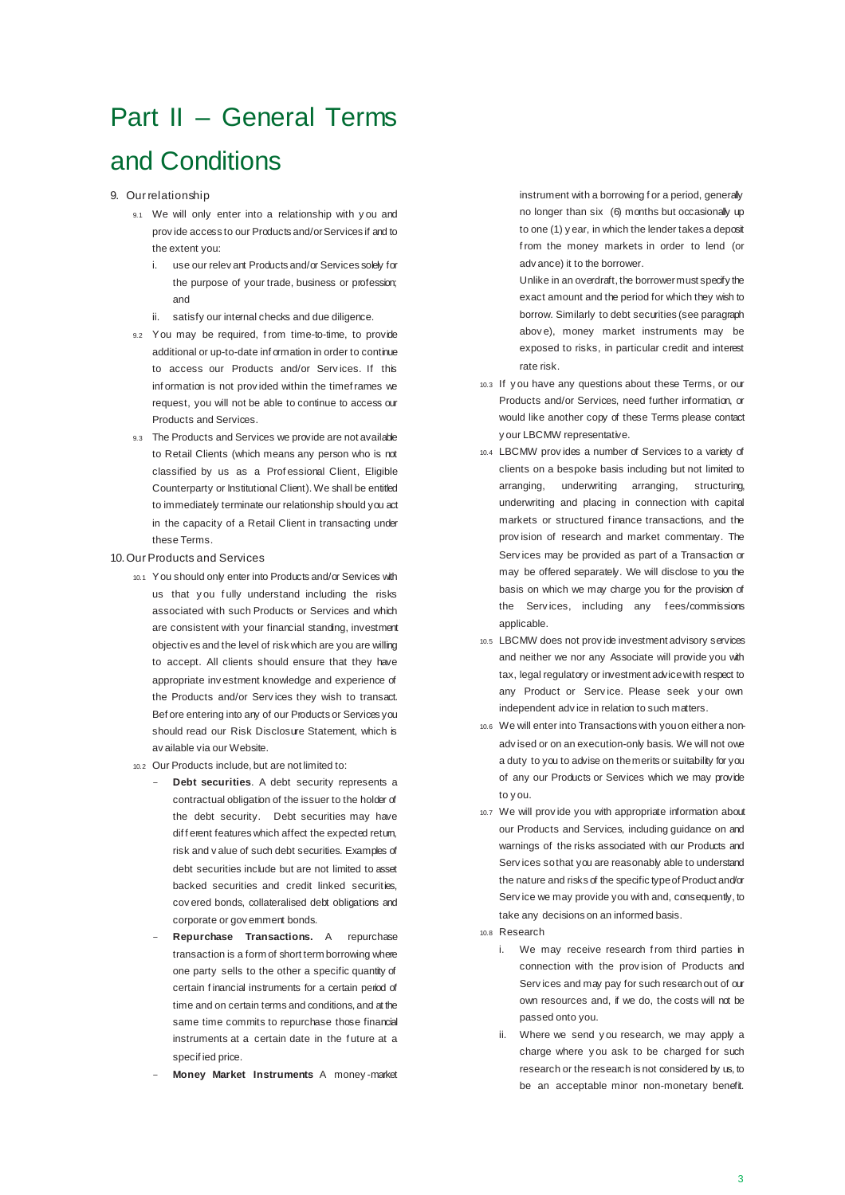# Part II – General Terms and Conditions

## 9. Our relationship

9.1 We will only enter into a relationship with you and provide access to our Products and/or Services if and to the extent you:

i. use our relevant Products and/or Services solely for the purpose of your trade, business or profession; and

ii. satisfy our internal checks and due diligence.

9.2 You may be required, from time-to-time, to provide additional or up-to-date information in order to continue to access our Products and/or Services. If this information is not provided within the timeframes we request, you will not be able to continue to access our Products and Services.

9.3 The Products and Services we provide are not available to Retail Clients (which means any person who is not classified by us as a Professional Client, Eligible Counterparty or Institutional Client). We shall be entitled to immediately terminate our relationship should you act in the capacity of a Retail Client in transacting under these Terms.

## 10. Our Products and Services

10.1 You should only enter into Products and/or Services with us that you fully understand including the risks associated with such Products or Services and which are consistent with your financial standing, investment objectives and the level of risk which are you are willing to accept. All clients should ensure that they have appropriate investment knowledge and experience of the Products and/or Services they wish to transact. Before entering into any of our Products or Services you should read our Risk Disclosure Statement, which is available via our Website.

10.2 Our Products include, but are not limited to:

- **Debt securities**. A debt security represents a contractual obligation of the issuer to the holder of the debt security. Debt securities may have different features which affect the expected return, risk and value of such debt securities. Examples of debt securities include but are not limited to asset backed securities and credit linked securities, covered bonds, collateralised debt obligations and corporate or government bonds.
- **Repurchase Transactions.** A repurchase transaction is a form of short term borrowing where one party sells to the other a specific quantity of certain financial instruments for a certain period of time and on certain terms and conditions, and at the same time commits to repurchase those financial instruments at a certain date in the future at a specified price.
- **Money Market Instruments** A money-market instrument with a borrowing for a period, generally no longer than six (6) months but occasionally up to one (1) year, in which the lender takes a deposit from the money markets in order to lend (or advance) it to the borrower.

  Unlike in an overdraft, the borrower must specify the exact amount and the period for which they wish to borrow. Similarly to debt securities (see paragraph above), money market instruments may be exposed to risks, in particular credit and interest rate risk.

10.3 If you have any questions about these Terms, or our Products and/or Services, need further information, or would like another copy of these Terms please contact your LBCMW representative.

10.4 LBCMW provides a number of Services to a variety of clients on a bespoke basis including but not limited to arranging, underwriting arranging, structuring, underwriting and placing in connection with capital markets or structured finance transactions, and the provision of research and market commentary. The Services may be provided as part of a Transaction or may be offered separately. We will disclose to you the basis on which we may charge you for the provision of the Services, including any fees/commissions applicable.

10.5 LBCMW does not provide investment advisory services and neither we nor any Associate will provide you with tax, legal regulatory or investment advice with respect to any Product or Service. Please seek your own independent advice in relation to such matters.

10.6 We will enter into Transactions with you on either a non-advised or on an execution-only basis. We will not owe a duty to you to advise on the merits or suitability for you of any our Products or Services which we may provide to you.

10.7 We will provide you with appropriate information about our Products and Services, including guidance on and warnings of the risks associated with our Products and Services so that you are reasonably able to understand the nature and risks of the specific type of Product and/or Service we may provide you with and, consequently, to take any decisions on an informed basis.

10.8 Research

i. We may receive research from third parties in connection with the provision of Products and Services and may pay for such research out of our own resources and, if we do, the costs will not be passed onto you.

ii. Where we send you research, we may apply a charge where you ask to be charged for such research or the research is not considered by us, to be an acceptable minor non-monetary benefit.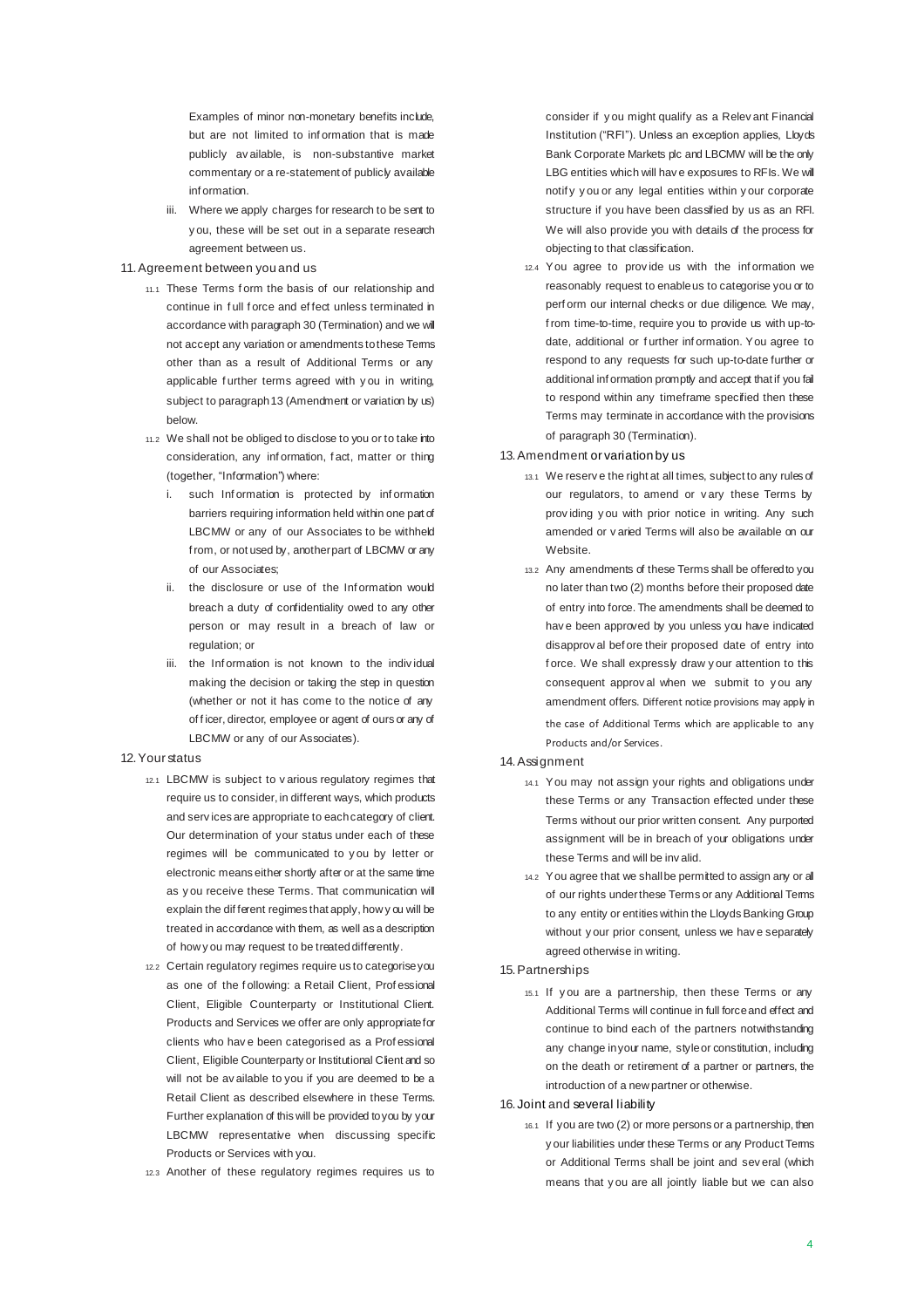Examples of minor non-monetary benefits include, but are not limited to information that is made publicly available, is non-substantive market commentary or a re-statement of publicly available information.

iii. Where we apply charges for research to be sent to you, these will be set out in a separate research agreement between us.

## 11. Agreement between you and us

11.1 These Terms form the basis of our relationship and continue in full force and effect unless terminated in accordance with paragraph 30 (Termination) and we will not accept any variation or amendments to these Terms other than as a result of Additional Terms or any applicable further terms agreed with you in writing, subject to paragraph 13 (Amendment or variation by us) below.

11.2 We shall not be obliged to disclose to you or to take into consideration, any information, fact, matter or thing (together, "Information") where:

i. such Information is protected by information barriers requiring information held within one part of LBCMW or any of our Associates to be withheld from, or not used by, another part of LBCMW or any of our Associates;

ii. the disclosure or use of the Information would breach a duty of confidentiality owed to any other person or may result in a breach of law or regulation; or

iii. the Information is not known to the individual making the decision or taking the step in question (whether or not it has come to the notice of any officer, director, employee or agent of ours or any of LBCMW or any of our Associates).

## 12. Your status

12.1 LBCMW is subject to various regulatory regimes that require us to consider, in different ways, which products and services are appropriate to each category of client. Our determination of your status under each of these regimes will be communicated to you by letter or electronic means either shortly after or at the same time as you receive these Terms. That communication will explain the different regimes that apply, how you will be treated in accordance with them, as well as a description of how you may request to be treated differently.

12.2 Certain regulatory regimes require us to categorise you as one of the following: a Retail Client, Professional Client, Eligible Counterparty or Institutional Client. Products and Services we offer are only appropriate for clients who have been categorised as a Professional Client, Eligible Counterparty or Institutional Client and so will not be available to you if you are deemed to be a Retail Client as described elsewhere in these Terms. Further explanation of this will be provided to you by your LBCMW representative when discussing specific Products or Services with you.

12.3 Another of these regulatory regimes requires us to consider if you might qualify as a Relevant Financial Institution ("RFI"). Unless an exception applies, Lloyds Bank Corporate Markets plc and LBCMW will be the only LBG entities which will have exposures to RFIs. We will notify you or any legal entities within your corporate structure if you have been classified by us as an RFI. We will also provide you with details of the process for objecting to that classification.

12.4 You agree to provide us with the information we reasonably request to enable us to categorise you or to perform our internal checks or due diligence. We may, from time-to-time, require you to provide us with up-to-date, additional or further information. You agree to respond to any requests for such up-to-date further or additional information promptly and accept that if you fail to respond within any timeframe specified then these Terms may terminate in accordance with the provisions of paragraph 30 (Termination).

## 13. Amendment or variation by us

13.1 We reserve the right at all times, subject to any rules of our regulators, to amend or vary these Terms by providing you with prior notice in writing. Any such amended or varied Terms will also be available on our Website.

13.2 Any amendments of these Terms shall be offered to you no later than two (2) months before their proposed date of entry into force. The amendments shall be deemed to have been approved by you unless you have indicated disapproval before their proposed date of entry into force. We shall expressly draw your attention to this consequent approval when we submit to you any amendment offers. Different notice provisions may apply in the case of Additional Terms which are applicable to any Products and/or Services.

## 14. Assignment

14.1 You may not assign your rights and obligations under these Terms or any Transaction effected under these Terms without our prior written consent. Any purported assignment will be in breach of your obligations under these Terms and will be invalid.

14.2 You agree that we shall be permitted to assign any or all of our rights under these Terms or any Additional Terms to any entity or entities within the Lloyds Banking Group without your prior consent, unless we have separately agreed otherwise in writing.

## 15. Partnerships

15.1 If you are a partnership, then these Terms or any Additional Terms will continue in full force and effect and continue to bind each of the partners notwithstanding any change in your name, style or constitution, including on the death or retirement of a partner or partners, the introduction of a new partner or otherwise.

## 16. Joint and several liability

16.1 If you are two (2) or more persons or a partnership, then your liabilities under these Terms or any Product Terms or Additional Terms shall be joint and several (which means that you are all jointly liable but we can also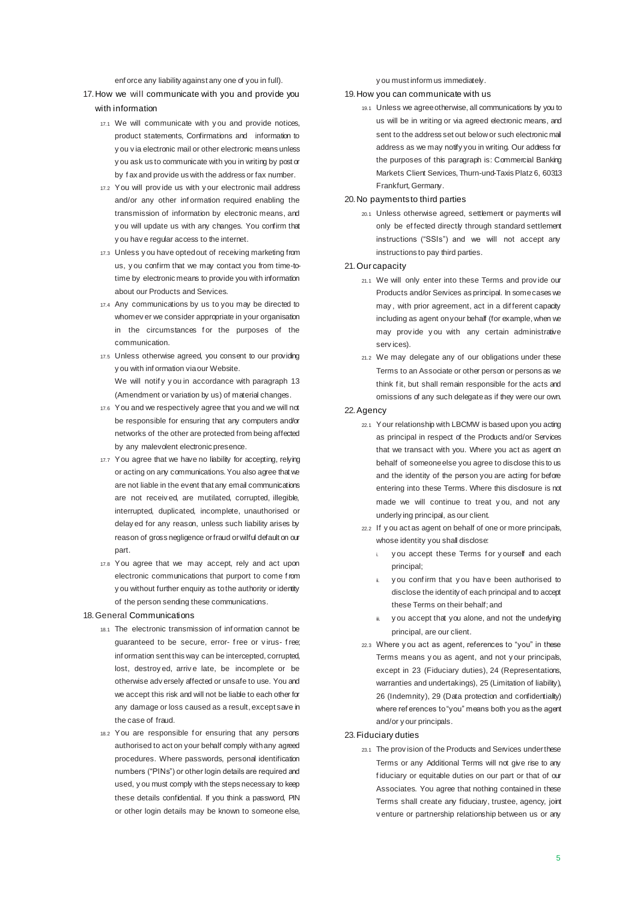enforce any liability against any one of you in full).

## 17. How we will communicate with you and provide you with information

17.1 We will communicate with you and provide notices, product statements, Confirmations and information to you via electronic mail or other electronic means unless you ask us to communicate with you in writing by post or by fax and provide us with the address or fax number.

17.2 You will provide us with your electronic mail address and/or any other information required enabling the transmission of information by electronic means, and you will update us with any changes. You confirm that you have regular access to the internet.

17.3 Unless you have opted out of receiving marketing from us, you confirm that we may contact you from time-to-time by electronic means to provide you with information about our Products and Services.

17.4 Any communications by us to you may be directed to whomever we consider appropriate in your organisation in the circumstances for the purposes of the communication.

17.5 Unless otherwise agreed, you consent to our providing you with information via our Website.
We will notify you in accordance with paragraph 13 (Amendment or variation by us) of material changes.

17.6 You and we will respectively agree that you and we will not be responsible for ensuring that any computers and/or networks of the other are protected from being affected by any malevolent electronic presence.

17.7 You agree that we have no liability for accepting, relying or acting on any communications. You also agree that we are not liable in the event that any email communications are not received, are mutilated, corrupted, illegible, interrupted, duplicated, incomplete, unauthorised or delayed for any reason, unless such liability arises by reason of gross negligence or fraud or wilful default on our part.

17.8 You agree that we may accept, rely and act upon electronic communications that purport to come from you without further enquiry as to the authority or identity of the person sending these communications.

## 18. General Communications

18.1 The electronic transmission of information cannot be guaranteed to be secure, error- free or virus- free; information sent this way can be intercepted, corrupted, lost, destroyed, arrive late, be incomplete or be otherwise adversely affected or unsafe to use. You and we accept this risk and will not be liable to each other for any damage or loss caused as a result, except save in the case of fraud.

18.2 You are responsible for ensuring that any persons authorised to act on your behalf comply with any agreed procedures. Where passwords, personal identification numbers ("PINs") or other login details are required and used, you must comply with the steps necessary to keep these details confidential. If you think a password, PIN or other login details may be known to someone else, you must inform us immediately.

## 19. How you can communicate with us

19.1 Unless we agree otherwise, all communications by you to us will be in writing or via agreed electronic means, and sent to the address set out below or such electronic mail address as we may notify you in writing. Our address for the purposes of this paragraph is: Commercial Banking Markets Client Services, Thurn-und-Taxis Platz 6, 60313 Frankfurt, Germany.

## 20. No payments to third parties

20.1 Unless otherwise agreed, settlement or payments will only be effected directly through standard settlement instructions ("SSIs") and we will not accept any instructions to pay third parties.

## 21. Our capacity

21.1 We will only enter into these Terms and provide our Products and/or Services as principal. In some cases we may, with prior agreement, act in a different capacity including as agent on your behalf (for example, when we may provide you with any certain administrative services).

21.2 We may delegate any of our obligations under these Terms to an Associate or other person or persons as we think fit, but shall remain responsible for the acts and omissions of any such delegate as if they were our own.

## 22. Agency

22.1 Your relationship with LBCMW is based upon you acting as principal in respect of the Products and/or Services that we transact with you. Where you act as agent on behalf of someone else you agree to disclose this to us and the identity of the person you are acting for before entering into these Terms. Where this disclosure is not made we will continue to treat you, and not any underlying principal, as our client.

22.2 If you act as agent on behalf of one or more principals, whose identity you shall disclose:

i. you accept these Terms for yourself and each principal;

ii. you confirm that you have been authorised to disclose the identity of each principal and to accept these Terms on their behalf; and

iii. you accept that you alone, and not the underlying principal, are our client.

22.3 Where you act as agent, references to "you" in these Terms means you as agent, and not your principals, except in 23 (Fiduciary duties), 24 (Representations, warranties and undertakings), 25 (Limitation of liability), 26 (Indemnity), 29 (Data protection and confidentiality) where references to "you" means both you as the agent and/or your principals.

## 23. Fiduciary duties

23.1 The provision of the Products and Services under these Terms or any Additional Terms will not give rise to any fiduciary or equitable duties on our part or that of our Associates. You agree that nothing contained in these Terms shall create any fiduciary, trustee, agency, joint venture or partnership relationship between us or any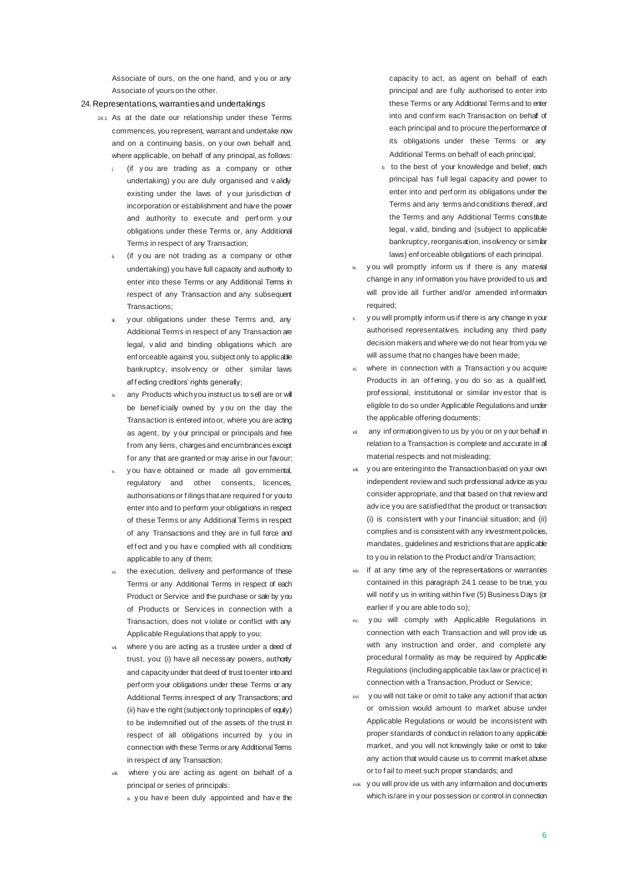Associate of ours, on the one hand, and you or any Associate of yours on the other.

## 24. Representations, warranties and undertakings

24.1 As at the date our relationship under these Terms commences, you represent, warrant and undertake now and on a continuing basis, on your own behalf and, where applicable, on behalf of any principal, as follows:

i. (if you are trading as a company or other undertaking) you are duly organised and validly existing under the laws of your jurisdiction of incorporation or establishment and have the power and authority to execute and perform your obligations under these Terms or, any Additional Terms in respect of any Transaction;

ii. (if you are not trading as a company or other undertaking) you have full capacity and authority to enter into these Terms or any Additional Terms in respect of any Transaction and any subsequent Transactions;

iii. your obligations under these Terms and, any Additional Terms in respect of any Transaction are legal, valid and binding obligations which are enforceable against you, subject only to applicable bankruptcy, insolvency or other similar laws affecting creditors' rights generally;

iv. any Products which you instruct us to sell are or will be beneficially owned by you on the day the Transaction is entered into or, where you are acting as agent, by your principal or principals and free from any liens, charges and encumbrances except for any that are granted or may arise in our favour;

v. you have obtained or made all governmental, regulatory and other consents, licences, authorisations or filings that are required for you to enter into and to perform your obligations in respect of these Terms or any Additional Terms in respect of any Transactions and they are in full force and effect and you have complied with all conditions applicable to any of them;

vi. the execution, delivery and performance of these Terms or any Additional Terms in respect of each Product or Service and the purchase or sale by you of Products or Services in connection with a Transaction, does not violate or conflict with any Applicable Regulations that apply to you;

vii. where you are acting as a trustee under a deed of trust, you: (i) have all necessary powers, authority and capacity under that deed of trust to enter into and perform your obligations under these Terms or any Additional Terms in respect of any Transactions; and (ii) have the right (subject only to principles of equity) to be indemnified out of the assets of the trust in respect of all obligations incurred by you in connection with these Terms or any Additional Terms in respect of any Transaction;

viii. where you are acting as agent on behalf of a principal or series of principals:

a. you have been duly appointed and have the capacity to act, as agent on behalf of each principal and are fully authorised to enter into these Terms or any Additional Terms and to enter into and confirm each Transaction on behalf of each principal and to procure the performance of its obligations under these Terms or any Additional Terms on behalf of each principal;

b. to the best of your knowledge and belief, each principal has full legal capacity and power to enter into and perform its obligations under the Terms and any terms and conditions thereof, and the Terms and any Additional Terms constitute legal, valid, binding and (subject to applicable bankruptcy, reorganisation, insolvency or similar laws) enforceable obligations of each principal.

ix. you will promptly inform us if there is any material change in any information you have provided to us and will provide all further and/or amended information required;

x. you will promptly inform us if there is any change in your authorised representatives, including any third party decision makers and where we do not hear from you we will assume that no changes have been made;

xi. where in connection with a Transaction you acquire Products in an offering, you do so as a qualified, professional, institutional or similar investor that is eligible to do so under Applicable Regulations and under the applicable offering documents;

xii. any information given to us by you or on your behalf in relation to a Transaction is complete and accurate in all material respects and not misleading;

xiii. you are entering into the Transaction based on your own independent review and such professional advice as you consider appropriate, and that based on that review and advice you are satisfied that the product or transaction: (i) is consistent with your financial situation; and (ii) complies and is consistent with any investment policies, mandates, guidelines and restrictions that are applicable to you in relation to the Product and/or Transaction;

xiv. if at any time any of the representations or warranties contained in this paragraph 24.1 cease to be true, you will notify us in writing within five (5) Business Days (or earlier if you are able to do so);

xv. you will comply with Applicable Regulations in connection with each Transaction and will provide us with any instruction and order, and complete any procedural formality as may be required by Applicable Regulations (including applicable tax law or practice) in connection with a Transaction, Product or Service;

xvi. you will not take or omit to take any action if that action or omission would amount to market abuse under Applicable Regulations or would be inconsistent with proper standards of conduct in relation to any applicable market, and you will not knowingly take or omit to take any action that would cause us to commit market abuse or to fail to meet such proper standards; and

xvii. you will provide us with any information and documents which is/are in your possession or control in connection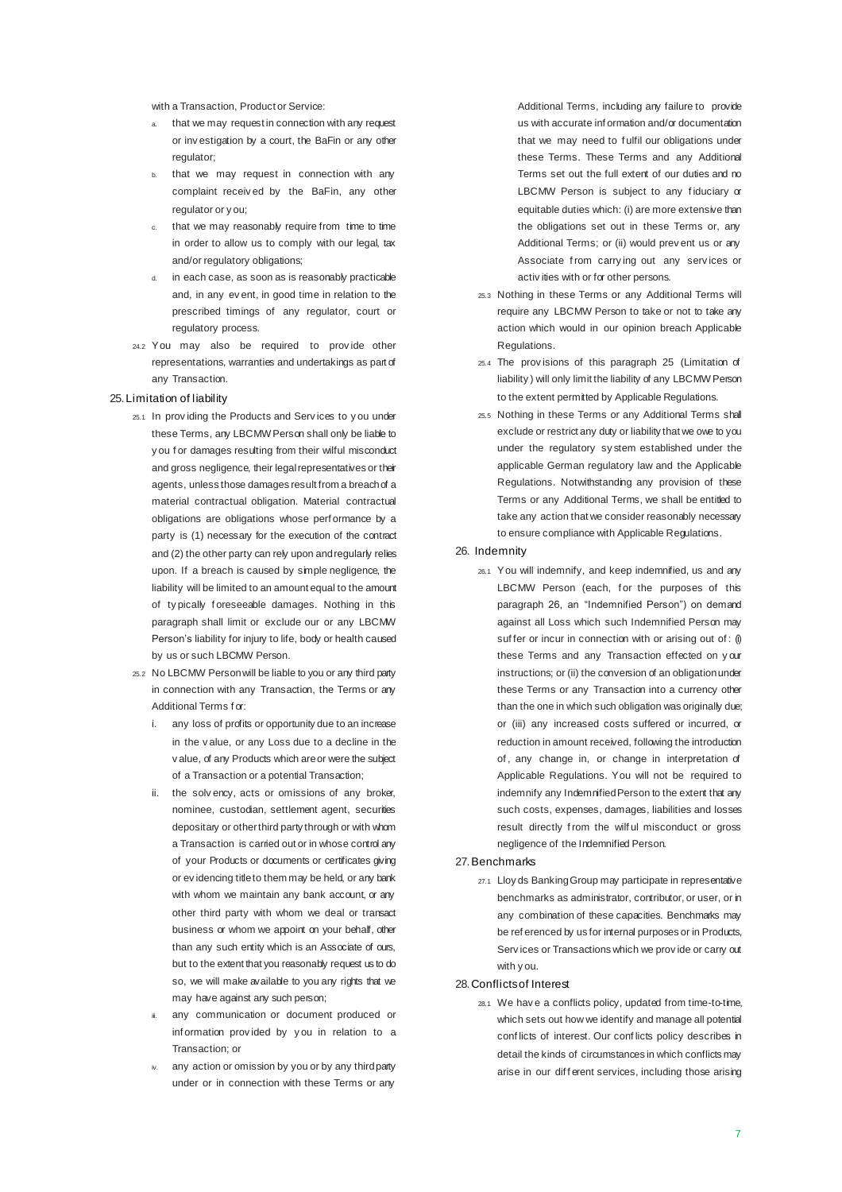with a Transaction, Product or Service:

a. that we may request in connection with any request or investigation by a court, the BaFin or any other regulator;
b. that we may request in connection with any complaint received by the BaFin, any other regulator or you;
c. that we may reasonably require from time to time in order to allow us to comply with our legal, tax and/or regulatory obligations;
d. in each case, as soon as is reasonably practicable and, in any event, in good time in relation to the prescribed timings of any regulator, court or regulatory process.

24.2 You may also be required to provide other representations, warranties and undertakings as part of any Transaction.

## 25. Limitation of liability

25.1 In providing the Products and Services to you under these Terms, any LBCMW Person shall only be liable to you for damages resulting from their wilful misconduct and gross negligence, their legal representatives or their agents, unless those damages result from a breach of a material contractual obligation. Material contractual obligations are obligations whose performance by a party is (1) necessary for the execution of the contract and (2) the other party can rely upon and regularly relies upon. If a breach is caused by simple negligence, the liability will be limited to an amount equal to the amount of typically foreseeable damages. Nothing in this paragraph shall limit or exclude our or any LBCMW Person's liability for injury to life, body or health caused by us or such LBCMW Person.

25.2 No LBCMW Person will be liable to you or any third party in connection with any Transaction, the Terms or any Additional Terms for:

i. any loss of profits or opportunity due to an increase in the value, or any Loss due to a decline in the value, of any Products which are or were the subject of a Transaction or a potential Transaction;
ii. the solvency, acts or omissions of any broker, nominee, custodian, settlement agent, securities depositary or other third party through or with whom a Transaction is carried out or in whose control any of your Products or documents or certificates giving or evidencing title to them may be held, or any bank with whom we maintain any bank account, or any other third party with whom we deal or transact business or whom we appoint on your behalf, other than any such entity which is an Associate of ours, but to the extent that you reasonably request us to do so, we will make available to you any rights that we may have against any such person;
iii. any communication or document produced or information provided by you in relation to a Transaction; or
iv. any action or omission by you or by any third party under or in connection with these Terms or any Additional Terms, including any failure to provide us with accurate information and/or documentation that we may need to fulfil our obligations under these Terms. These Terms and any Additional Terms set out the full extent of our duties and no LBCMW Person is subject to any fiduciary or equitable duties which: (i) are more extensive than the obligations set out in these Terms or, any Additional Terms; or (ii) would prevent us or any Associate from carrying out any services or activities with or for other persons.

25.3 Nothing in these Terms or any Additional Terms will require any LBCMW Person to take or not to take any action which would in our opinion breach Applicable Regulations.

25.4 The provisions of this paragraph 25 (Limitation of liability) will only limit the liability of any LBCMW Person to the extent permitted by Applicable Regulations.

25.5 Nothing in these Terms or any Additional Terms shall exclude or restrict any duty or liability that we owe to you under the regulatory system established under the applicable German regulatory law and the Applicable Regulations. Notwithstanding any provision of these Terms or any Additional Terms, we shall be entitled to take any action that we consider reasonably necessary to ensure compliance with Applicable Regulations.

## 26. Indemnity

26.1 You will indemnify, and keep indemnified, us and any LBCMW Person (each, for the purposes of this paragraph 26, an "Indemnified Person") on demand against all Loss which such Indemnified Person may suffer or incur in connection with or arising out of: (i) these Terms and any Transaction effected on your instructions; or (ii) the conversion of an obligation under these Terms or any Transaction into a currency other than the one in which such obligation was originally due; or (iii) any increased costs suffered or incurred, or reduction in amount received, following the introduction of, any change in, or change in interpretation of Applicable Regulations. You will not be required to indemnify any Indemnified Person to the extent that any such costs, expenses, damages, liabilities and losses result directly from the wilful misconduct or gross negligence of the Indemnified Person.

## 27. Benchmarks

27.1 Lloyds Banking Group may participate in representative benchmarks as administrator, contributor, or user, or in any combination of these capacities. Benchmarks may be referenced by us for internal purposes or in Products, Services or Transactions which we provide or carry out with you.

## 28. Conflicts of Interest

28.1 We have a conflicts policy, updated from time-to-time, which sets out how we identify and manage all potential conflicts of interest. Our conflicts policy describes in detail the kinds of circumstances in which conflicts may arise in our different services, including those arising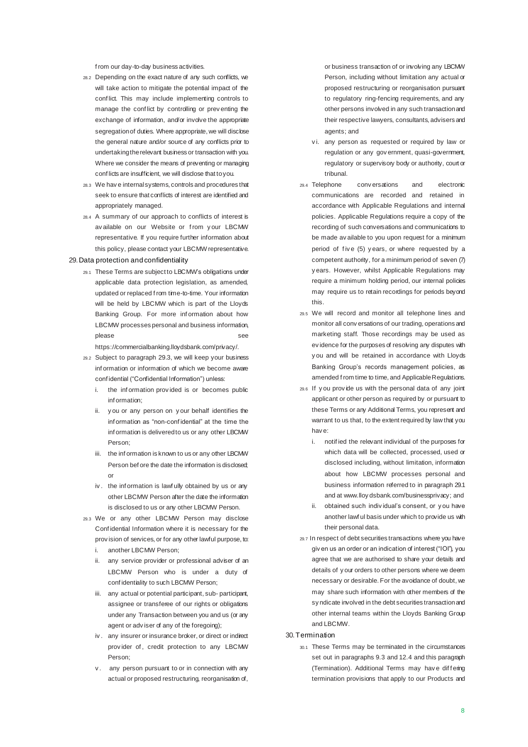from our day-to-day business activities.

28.2 Depending on the exact nature of any such conflicts, we will take action to mitigate the potential impact of the conflict. This may include implementing controls to manage the conflict by controlling or preventing the exchange of information, and/or involve the appropriate segregation of duties. Where appropriate, we will disclose the general nature and/or source of any conflicts prior to undertaking the relevant business or transaction with you. Where we consider the means of preventing or managing conflicts are insufficient, we will disclose that to you.

28.3 We have internal systems, controls and procedures that seek to ensure that conflicts of interest are identified and appropriately managed.

28.4 A summary of our approach to conflicts of interest is available on our Website or from your LBCMW representative. If you require further information about this policy, please contact your LBCMW representative.

## 29. Data protection and confidentiality

29.1 These Terms are subject to LBCMW's obligations under applicable data protection legislation, as amended, updated or replaced from time-to-time. Your information will be held by LBCMW which is part of the Lloyds Banking Group. For more information about how LBCMW processes personal and business information, please see https://commercialbanking.lloydsbank.com/privacy/.

29.2 Subject to paragraph 29.3, we will keep your business information or information of which we become aware confidential ("Confidential Information") unless:

i. the information provided is or becomes public information;

ii. you or any person on your behalf identifies the information as "non-confidential" at the time the information is delivered to us or any other LBCMW Person;

iii. the information is known to us or any other LBCMW Person before the date the information is disclosed; or

iv. the information is lawfully obtained by us or any other LBCMW Person after the date the information is disclosed to us or any other LBCMW Person.

29.3 We or any other LBCMW Person may disclose Confidential Information where it is necessary for the provision of services, or for any other lawful purpose, to:

i. another LBCMW Person;

ii. any service provider or professional adviser of an LBCMW Person who is under a duty of confidentiality to such LBCMW Person;

iii. any actual or potential participant, sub- participant, assignee or transferee of our rights or obligations under any Transaction between you and us (or any agent or adviser of any of the foregoing);

iv. any insurer or insurance broker, or direct or indirect provider of, credit protection to any LBCMW Person;

v. any person pursuant to or in connection with any actual or proposed restructuring, reorganisation of, or business transaction of or involving any LBCMW Person, including without limitation any actual or proposed restructuring or reorganisation pursuant to regulatory ring-fencing requirements, and any other persons involved in any such transaction and their respective lawyers, consultants, advisers and agents; and

vi. any person as requested or required by law or regulation or any government, quasi-government, regulatory or supervisory body or authority, court or tribunal.

29.4 Telephone conversations and electronic communications are recorded and retained in accordance with Applicable Regulations and internal policies. Applicable Regulations require a copy of the recording of such conversations and communications to be made available to you upon request for a minimum period of five (5) years, or where requested by a competent authority, for a minimum period of seven (7) years. However, whilst Applicable Regulations may require a minimum holding period, our internal policies may require us to retain recordings for periods beyond this.

29.5 We will record and monitor all telephone lines and monitor all conversations of our trading, operations and marketing staff. Those recordings may be used as evidence for the purposes of resolving any disputes with you and will be retained in accordance with Lloyds Banking Group's records management policies, as amended from time to time, and Applicable Regulations.

29.6 If you provide us with the personal data of any joint applicant or other person as required by or pursuant to these Terms or any Additional Terms, you represent and warrant to us that, to the extent required by law that you have:

i. notified the relevant individual of the purposes for which data will be collected, processed, used or disclosed including, without limitation, information about how LBCMW processes personal and business information referred to in paragraph 29.1 and at www.lloydsbank.com/businessprivacy; and

ii. obtained such individual's consent, or you have another lawful basis under which to provide us with their personal data.

29.7 In respect of debt securities transactions where you have given us an order or an indication of interest ("IOI"), you agree that we are authorised to share your details and details of your orders to other persons where we deem necessary or desirable. For the avoidance of doubt, we may share such information with other members of the syndicate involved in the debt securities transaction and other internal teams within the Lloyds Banking Group and LBCMW.

## 30. Termination

30.1 These Terms may be terminated in the circumstances set out in paragraphs 9.3 and 12.4 and this paragraph (Termination). Additional Terms may have differing termination provisions that apply to our Products and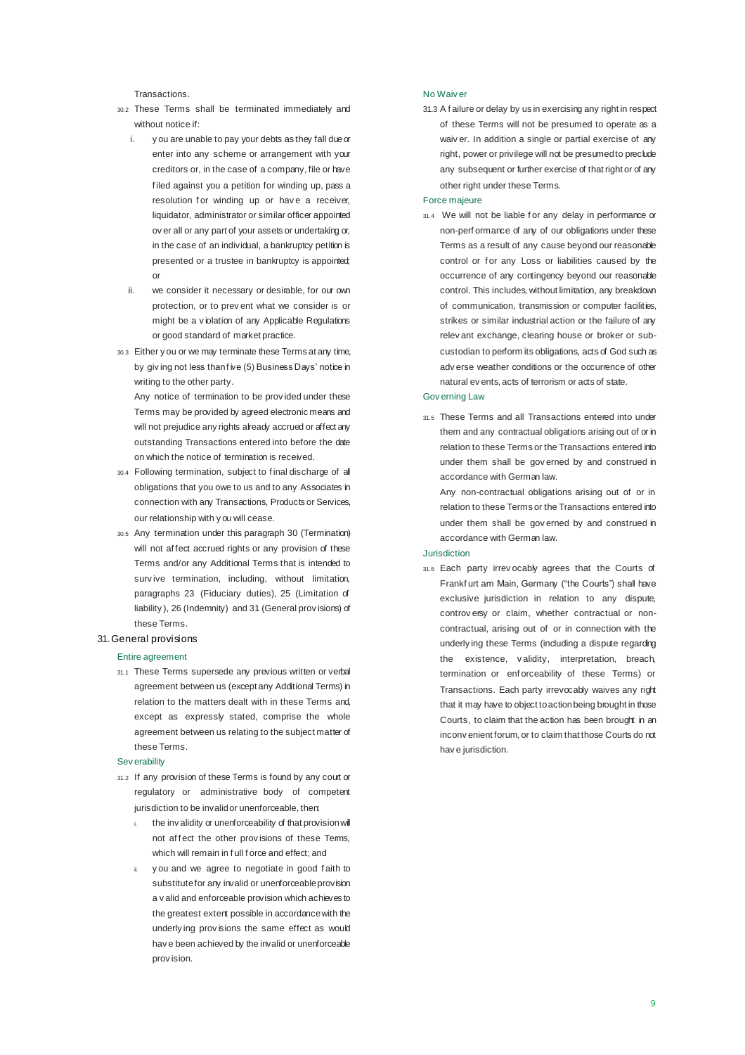Transactions.

30.2 These Terms shall be terminated immediately and without notice if:

i. you are unable to pay your debts as they fall due or enter into any scheme or arrangement with your creditors or, in the case of a company, file or have filed against you a petition for winding up, pass a resolution for winding up or have a receiver, liquidator, administrator or similar officer appointed over all or any part of your assets or undertaking or, in the case of an individual, a bankruptcy petition is presented or a trustee in bankruptcy is appointed; or

ii. we consider it necessary or desirable, for our own protection, or to prevent what we consider is or might be a violation of any Applicable Regulations or good standard of market practice.

30.3 Either you or we may terminate these Terms at any time, by giving not less than five (5) Business Days' notice in writing to the other party.

Any notice of termination to be provided under these Terms may be provided by agreed electronic means and will not prejudice any rights already accrued or affect any outstanding Transactions entered into before the date on which the notice of termination is received.

30.4 Following termination, subject to final discharge of all obligations that you owe to us and to any Associates in connection with any Transactions, Products or Services, our relationship with you will cease.

30.5 Any termination under this paragraph 30 (Termination) will not affect accrued rights or any provision of these Terms and/or any Additional Terms that is intended to survive termination, including, without limitation, paragraphs 23 (Fiduciary duties), 25 (Limitation of liability), 26 (Indemnity) and 31 (General provisions) of these Terms.

## 31. General provisions

### Entire agreement

31.1 These Terms supersede any previous written or verbal agreement between us (except any Additional Terms) in relation to the matters dealt with in these Terms and, except as expressly stated, comprise the whole agreement between us relating to the subject matter of these Terms.

### Severability

31.2 If any provision of these Terms is found by any court or regulatory or administrative body of competent jurisdiction to be invalid or unenforceable, then:

i. the invalidity or unenforceability of that provision will not affect the other provisions of these Terms, which will remain in full force and effect; and

ii. you and we agree to negotiate in good faith to substitute for any invalid or unenforceable provision a valid and enforceable provision which achieves to the greatest extent possible in accordance with the underlying provisions the same effect as would have been achieved by the invalid or unenforceable provision.

### No Waiver

31.3 A failure or delay by us in exercising any right in respect of these Terms will not be presumed to operate as a waiver. In addition a single or partial exercise of any right, power or privilege will not be presumed to preclude any subsequent or further exercise of that right or of any other right under these Terms.

### Force majeure

31.4 We will not be liable for any delay in performance or non-performance of any of our obligations under these Terms as a result of any cause beyond our reasonable control or for any Loss or liabilities caused by the occurrence of any contingency beyond our reasonable control. This includes, without limitation, any breakdown of communication, transmission or computer facilities, strikes or similar industrial action or the failure of any relevant exchange, clearing house or broker or sub-custodian to perform its obligations, acts of God such as adverse weather conditions or the occurrence of other natural events, acts of terrorism or acts of state.

### Governing Law

31.5 These Terms and all Transactions entered into under them and any contractual obligations arising out of or in relation to these Terms or the Transactions entered into under them shall be governed by and construed in accordance with German law.

Any non-contractual obligations arising out of or in relation to these Terms or the Transactions entered into under them shall be governed by and construed in accordance with German law.

### Jurisdiction

31.6 Each party irrevocably agrees that the Courts of Frankfurt am Main, Germany ("the Courts") shall have exclusive jurisdiction in relation to any dispute, controversy or claim, whether contractual or non-contractual, arising out of or in connection with the underlying these Terms (including a dispute regarding the existence, validity, interpretation, breach, termination or enforceability of these Terms) or Transactions. Each party irrevocably waives any right that it may have to object to action being brought in those Courts, to claim that the action has been brought in an inconvenient forum, or to claim that those Courts do not have jurisdiction.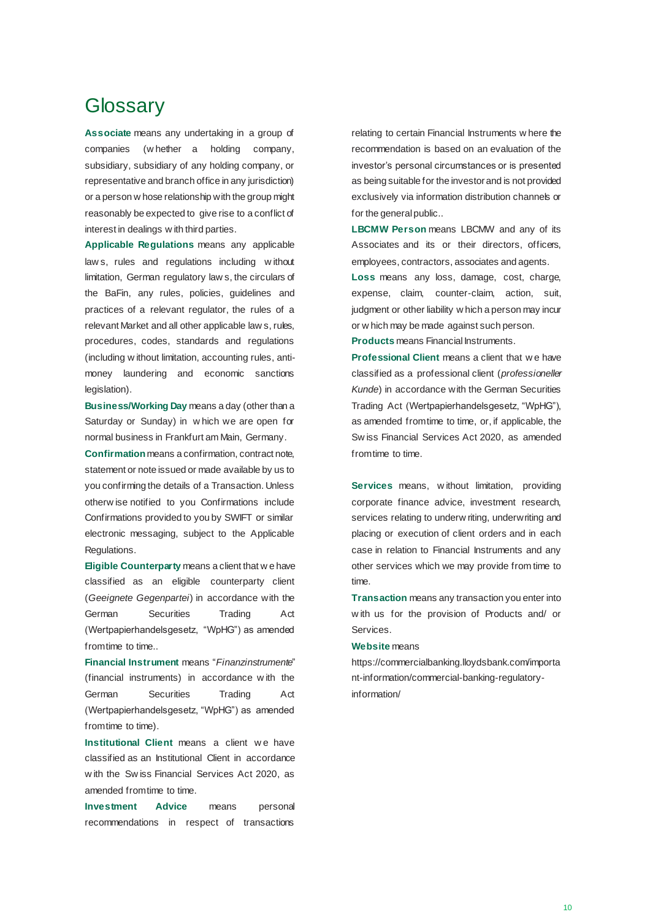# Glossary

**Associate** means any undertaking in a group of companies (whether a holding company, subsidiary, subsidiary of any holding company, or representative and branch office in any jurisdiction) or a person whose relationship with the group might reasonably be expected to give rise to a conflict of interest in dealings with third parties.

**Applicable Regulations** means any applicable laws, rules and regulations including without limitation, German regulatory laws, the circulars of the BaFin, any rules, policies, guidelines and practices of a relevant regulator, the rules of a relevant Market and all other applicable laws, rules, procedures, codes, standards and regulations (including without limitation, accounting rules, anti-money laundering and economic sanctions legislation).

**Business/Working Day** means a day (other than a Saturday or Sunday) in which we are open for normal business in Frankfurt am Main, Germany.

**Confirmation** means a confirmation, contract note, statement or note issued or made available by us to you confirming the details of a Transaction. Unless otherwise notified to you Confirmations include Confirmations provided to you by SWIFT or similar electronic messaging, subject to the Applicable Regulations.

**Eligible Counterparty** means a client that we have classified as an eligible counterparty client (*Geeignete Gegenpartei*) in accordance with the German Securities Trading Act (Wertpapierhandelsgesetz, "WpHG") as amended from time to time..

**Financial Instrument** means "*Finanzinstrumente*" (financial instruments) in accordance with the German Securities Trading Act (Wertpapierhandelsgesetz, "WpHG") as amended from time to time).

**Institutional Client** means a client we have classified as an Institutional Client in accordance with the Swiss Financial Services Act 2020, as amended from time to time.

**Investment Advice** means personal recommendations in respect of transactions relating to certain Financial Instruments where the recommendation is based on an evaluation of the investor's personal circumstances or is presented as being suitable for the investor and is not provided exclusively via information distribution channels or for the general public..

**LBCMW Person** means LBCMW and any of its Associates and its or their directors, officers, employees, contractors, associates and agents.

**Loss** means any loss, damage, cost, charge, expense, claim, counter-claim, action, suit, judgment or other liability which a person may incur or which may be made against such person.

**Products** means Financial Instruments.

**Professional Client** means a client that we have classified as a professional client (*professioneller Kunde*) in accordance with the German Securities Trading Act (Wertpapierhandelsgesetz, "WpHG"), as amended from time to time, or, if applicable, the Swiss Financial Services Act 2020, as amended from time to time.

**Services** means, without limitation, providing corporate finance advice, investment research, services relating to underwriting, underwriting and placing or execution of client orders and in each case in relation to Financial Instruments and any other services which we may provide from time to time.

**Transaction** means any transaction you enter into with us for the provision of Products and/ or Services.

**Website** means https://commercialbanking.lloydsbank.com/important-information/commercial-banking-regulatory-information/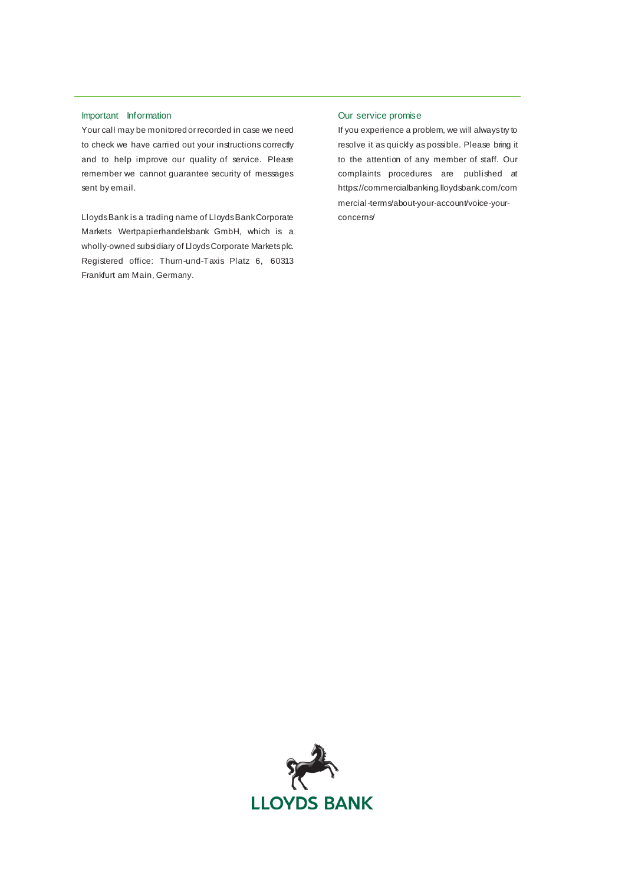## Important Information

Your call may be monitored or recorded in case we need to check we have carried out your instructions correctly and to help improve our quality of service. Please remember we cannot guarantee security of messages sent by email.

Lloyds Bank is a trading name of Lloyds Bank Corporate Markets Wertpapierhandelsbank GmbH, which is a wholly-owned subsidiary of Lloyds Corporate Markets plc. Registered office: Thurn-und-Taxis Platz 6, 60313 Frankfurt am Main, Germany.

## Our service promise

If you experience a problem, we will always try to resolve it as quickly as possible. Please bring it to the attention of any member of staff. Our complaints procedures are published at https://commercialbanking.lloydsbank.com/commercial-terms/about-your-account/voice-your-concerns/

LLOYDS BANK